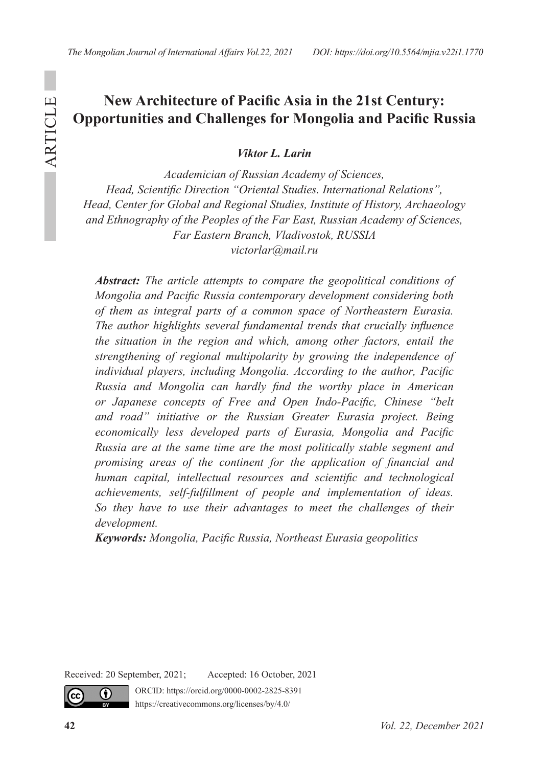# New Architecture of Pacific Asia in the 21st Century: Opportunities and Challenges for Mongolia and Pacific Russia

***Viktor L. Larin***

*Academician of Russian Academy of Sciences,*
*Head, Scientific Direction "Oriental Studies. International Relations",*
*Head, Center for Global and Regional Studies, Institute of History, Archaeology and Ethnography of the Peoples of the Far East, Russian Academy of Sciences, Far Eastern Branch, Vladivostok, RUSSIA*
*victorlar@mail.ru*

***Abstract:*** *The article attempts to compare the geopolitical conditions of Mongolia and Pacific Russia contemporary development considering both of them as integral parts of a common space of Northeastern Eurasia. The author highlights several fundamental trends that crucially influence the situation in the region and which, among other factors, entail the strengthening of regional multipolarity by growing the independence of individual players, including Mongolia. According to the author, Pacific Russia and Mongolia can hardly find the worthy place in American or Japanese concepts of Free and Open Indo-Pacific, Chinese "belt and road" initiative or the Russian Greater Eurasia project. Being economically less developed parts of Eurasia, Mongolia and Pacific Russia are at the same time are the most politically stable segment and promising areas of the continent for the application of financial and human capital, intellectual resources and scientific and technological achievements, self-fulfillment of people and implementation of ideas. So they have to use their advantages to meet the challenges of their development.*

***Keywords:*** *Mongolia, Pacific Russia, Northeast Eurasia geopolitics*

Received: 20 September, 2021; Accepted: 16 October, 2021

ORCID: https://orcid.org/0000-0002-2825-8391
https://creativecommons.org/licenses/by/4.0/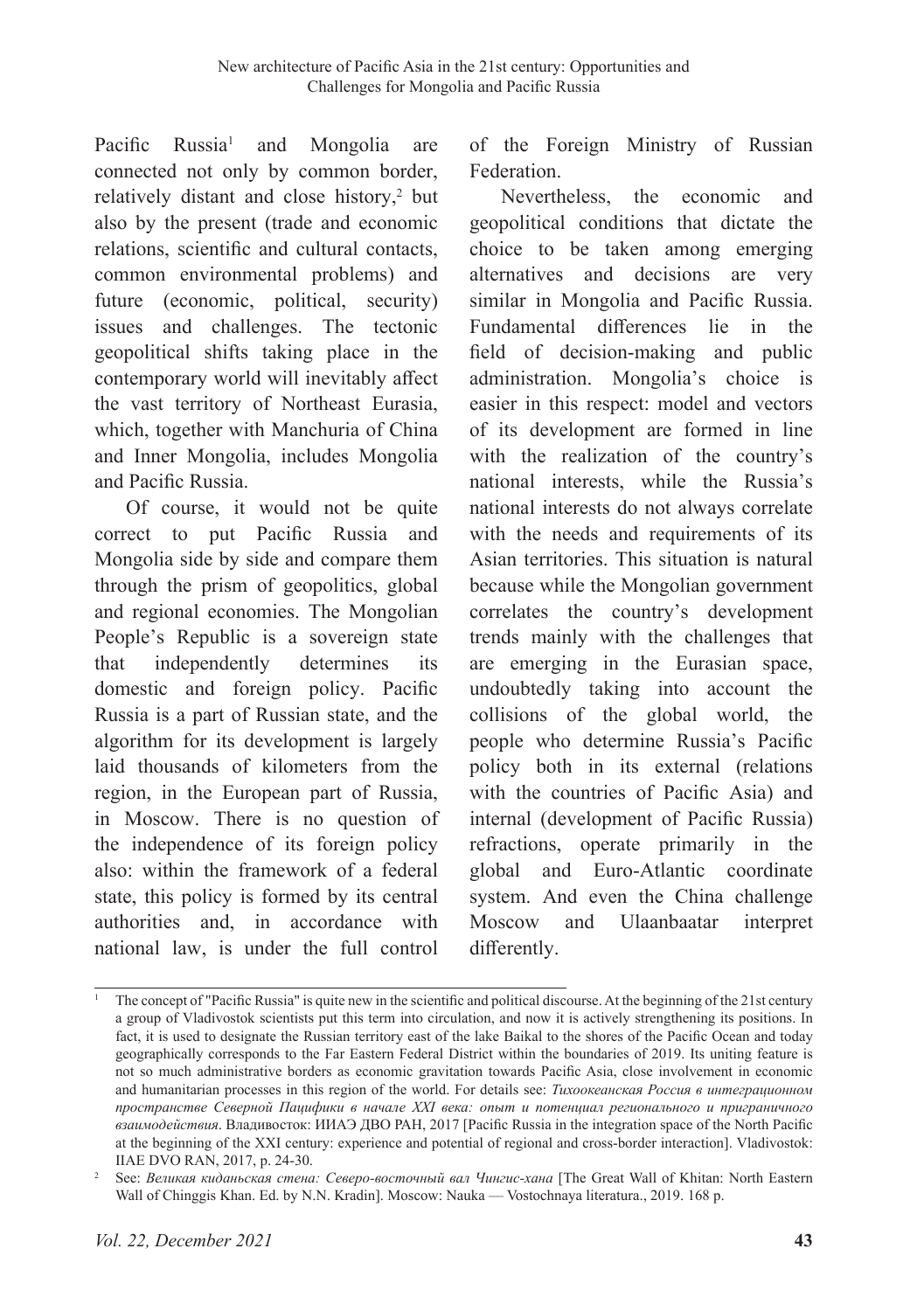Pacific Russia[1] and Mongolia are connected not only by common border, relatively distant and close history,[2] but also by the present (trade and economic relations, scientific and cultural contacts, common environmental problems) and future (economic, political, security) issues and challenges. The tectonic geopolitical shifts taking place in the contemporary world will inevitably affect the vast territory of Northeast Eurasia, which, together with Manchuria of China and Inner Mongolia, includes Mongolia and Pacific Russia.

Of course, it would not be quite correct to put Pacific Russia and Mongolia side by side and compare them through the prism of geopolitics, global and regional economies. The Mongolian People's Republic is a sovereign state that independently determines its domestic and foreign policy. Pacific Russia is a part of Russian state, and the algorithm for its development is largely laid thousands of kilometers from the region, in the European part of Russia, in Moscow. There is no question of the independence of its foreign policy also: within the framework of a federal state, this policy is formed by its central authorities and, in accordance with national law, is under the full control of the Foreign Ministry of Russian Federation.

Nevertheless, the economic and geopolitical conditions that dictate the choice to be taken among emerging alternatives and decisions are very similar in Mongolia and Pacific Russia. Fundamental differences lie in the field of decision-making and public administration. Mongolia's choice is easier in this respect: model and vectors of its development are formed in line with the realization of the country's national interests, while the Russia's national interests do not always correlate with the needs and requirements of its Asian territories. This situation is natural because while the Mongolian government correlates the country's development trends mainly with the challenges that are emerging in the Eurasian space, undoubtedly taking into account the collisions of the global world, the people who determine Russia's Pacific policy both in its external (relations with the countries of Pacific Asia) and internal (development of Pacific Russia) refractions, operate primarily in the global and Euro-Atlantic coordinate system. And even the China challenge Moscow and Ulaanbaatar interpret differently.

---

[1] The concept of "Pacific Russia" is quite new in the scientific and political discourse. At the beginning of the 21st century a group of Vladivostok scientists put this term into circulation, and now it is actively strengthening its positions. In fact, it is used to designate the Russian territory east of the lake Baikal to the shores of the Pacific Ocean and today geographically corresponds to the Far Eastern Federal District within the boundaries of 2019. Its uniting feature is not so much administrative borders as economic gravitation towards Pacific Asia, close involvement in economic and humanitarian processes in this region of the world. For details see: *Тихоокеанская Россия в интеграционном пространстве Северной Пацифики в начале XXI века: опыт и потенциал регионального и приграничного взаимодействия*. Владивосток: ИИАЭ ДВО РАН, 2017 [Pacific Russia in the integration space of the North Pacific at the beginning of the XXI century: experience and potential of regional and cross-border interaction]. Vladivostok: IIAE DVO RAN, 2017, p. 24-30.

[2] See: *Великая киданьская стена: Северо-восточный вал Чингис-хана* [The Great Wall of Khitan: North Eastern Wall of Chinggis Khan. Ed. by N.N. Kradin]. Moscow: Nauka — Vostochnaya literatura., 2019. 168 p.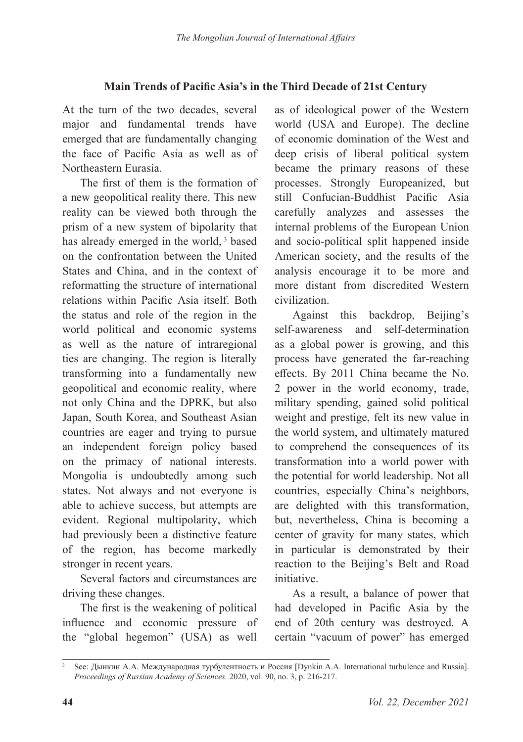## Main Trends of Pacific Asia's in the Third Decade of 21st Century

At the turn of the two decades, several major and fundamental trends have emerged that are fundamentally changing the face of Pacific Asia as well as of Northeastern Eurasia.

The first of them is the formation of a new geopolitical reality there. This new reality can be viewed both through the prism of a new system of bipolarity that has already emerged in the world, [3] based on the confrontation between the United States and China, and in the context of reformatting the structure of international relations within Pacific Asia itself. Both the status and role of the region in the world political and economic systems as well as the nature of intraregional ties are changing. The region is literally transforming into a fundamentally new geopolitical and economic reality, where not only China and the DPRK, but also Japan, South Korea, and Southeast Asian countries are eager and trying to pursue an independent foreign policy based on the primacy of national interests. Mongolia is undoubtedly among such states. Not always and not everyone is able to achieve success, but attempts are evident. Regional multipolarity, which had previously been a distinctive feature of the region, has become markedly stronger in recent years.

Several factors and circumstances are driving these changes.

The first is the weakening of political influence and economic pressure of the "global hegemon" (USA) as well as of ideological power of the Western world (USA and Europe). The decline of economic domination of the West and deep crisis of liberal political system became the primary reasons of these processes. Strongly Europeanized, but still Confucian-Buddhist Pacific Asia carefully analyzes and assesses the internal problems of the European Union and socio-political split happened inside American society, and the results of the analysis encourage it to be more and more distant from discredited Western civilization.

Against this backdrop, Beijing's self-awareness and self-determination as a global power is growing, and this process have generated the far-reaching effects. By 2011 China became the No. 2 power in the world economy, trade, military spending, gained solid political weight and prestige, felt its new value in the world system, and ultimately matured to comprehend the consequences of its transformation into a world power with the potential for world leadership. Not all countries, especially China's neighbors, are delighted with this transformation, but, nevertheless, China is becoming a center of gravity for many states, which in particular is demonstrated by their reaction to the Beijing's Belt and Road initiative.

As a result, a balance of power that had developed in Pacific Asia by the end of 20th century was destroyed. A certain "vacuum of power" has emerged

---

[3] See: Дынкин А.А. Международная турбулентность и Россия [Dynkin A.A. International turbulence and Russia]. *Proceedings of Russian Academy of Sciences.* 2020, vol. 90, no. 3, p. 216-217.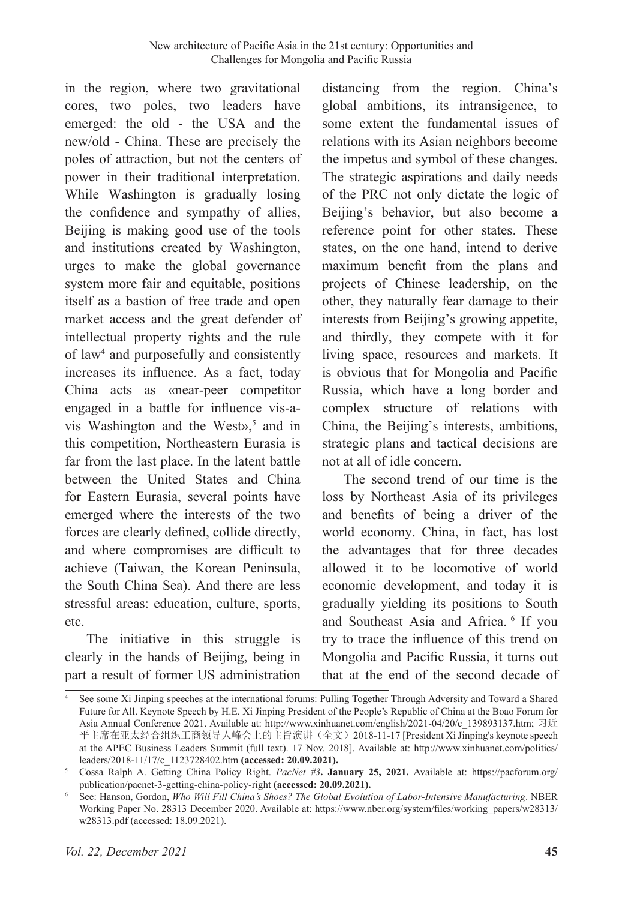in the region, where two gravitational cores, two poles, two leaders have emerged: the old - the USA and the new/old - China. These are precisely the poles of attraction, but not the centers of power in their traditional interpretation. While Washington is gradually losing the confidence and sympathy of allies, Beijing is making good use of the tools and institutions created by Washington, urges to make the global governance system more fair and equitable, positions itself as a bastion of free trade and open market access and the great defender of intellectual property rights and the rule of law[4] and purposefully and consistently increases its influence. As a fact, today China acts as «near-peer competitor engaged in a battle for influence vis-a-vis Washington and the West»,[5] and in this competition, Northeastern Eurasia is far from the last place. In the latent battle between the United States and China for Eastern Eurasia, several points have emerged where the interests of the two forces are clearly defined, collide directly, and where compromises are difficult to achieve (Taiwan, the Korean Peninsula, the South China Sea). And there are less stressful areas: education, culture, sports, etc.

The initiative in this struggle is clearly in the hands of Beijing, being in part a result of former US administration distancing from the region. China's global ambitions, its intransigence, to some extent the fundamental issues of relations with its Asian neighbors become the impetus and symbol of these changes. The strategic aspirations and daily needs of the PRC not only dictate the logic of Beijing's behavior, but also become a reference point for other states. These states, on the one hand, intend to derive maximum benefit from the plans and projects of Chinese leadership, on the other, they naturally fear damage to their interests from Beijing's growing appetite, and thirdly, they compete with it for living space, resources and markets. It is obvious that for Mongolia and Pacific Russia, which have a long border and complex structure of relations with China, the Beijing's interests, ambitions, strategic plans and tactical decisions are not at all of idle concern.

The second trend of our time is the loss by Northeast Asia of its privileges and benefits of being a driver of the world economy. China, in fact, has lost the advantages that for three decades allowed it to be locomotive of world economic development, and today it is gradually yielding its positions to South and Southeast Asia and Africa. [6] If you try to trace the influence of this trend on Mongolia and Pacific Russia, it turns out that at the end of the second decade of

---

[4] See some Xi Jinping speeches at the international forums: Pulling Together Through Adversity and Toward a Shared Future for All. Keynote Speech by H.E. Xi Jinping President of the People's Republic of China at the Boao Forum for Asia Annual Conference 2021. Available at: http://www.xinhuanet.com/english/2021-04/20/c_139893137.htm; 习近平主席在亚太经合组织工商领导人峰会上的主旨演讲（全文）2018-11-17 [President Xi Jinping's keynote speech at the APEC Business Leaders Summit (full text). 17 Nov. 2018]. Available at: http://www.xinhuanet.com/politics/leaders/2018-11/17/c_1123728402.htm **(accessed: 20.09.2021).**

[5] Cossa Ralph A. Getting China Policy Right. *PacNet #3*. **January 25, 2021.** Available at: https://pacforum.org/publication/pacnet-3-getting-china-policy-right **(accessed: 20.09.2021).**

[6] See: Hanson, Gordon, *Who Will Fill China's Shoes? The Global Evolution of Labor-Intensive Manufacturing*. NBER Working Paper No. 28313 December 2020. Available at: https://www.nber.org/system/files/working_papers/w28313/w28313.pdf (accessed: 18.09.2021).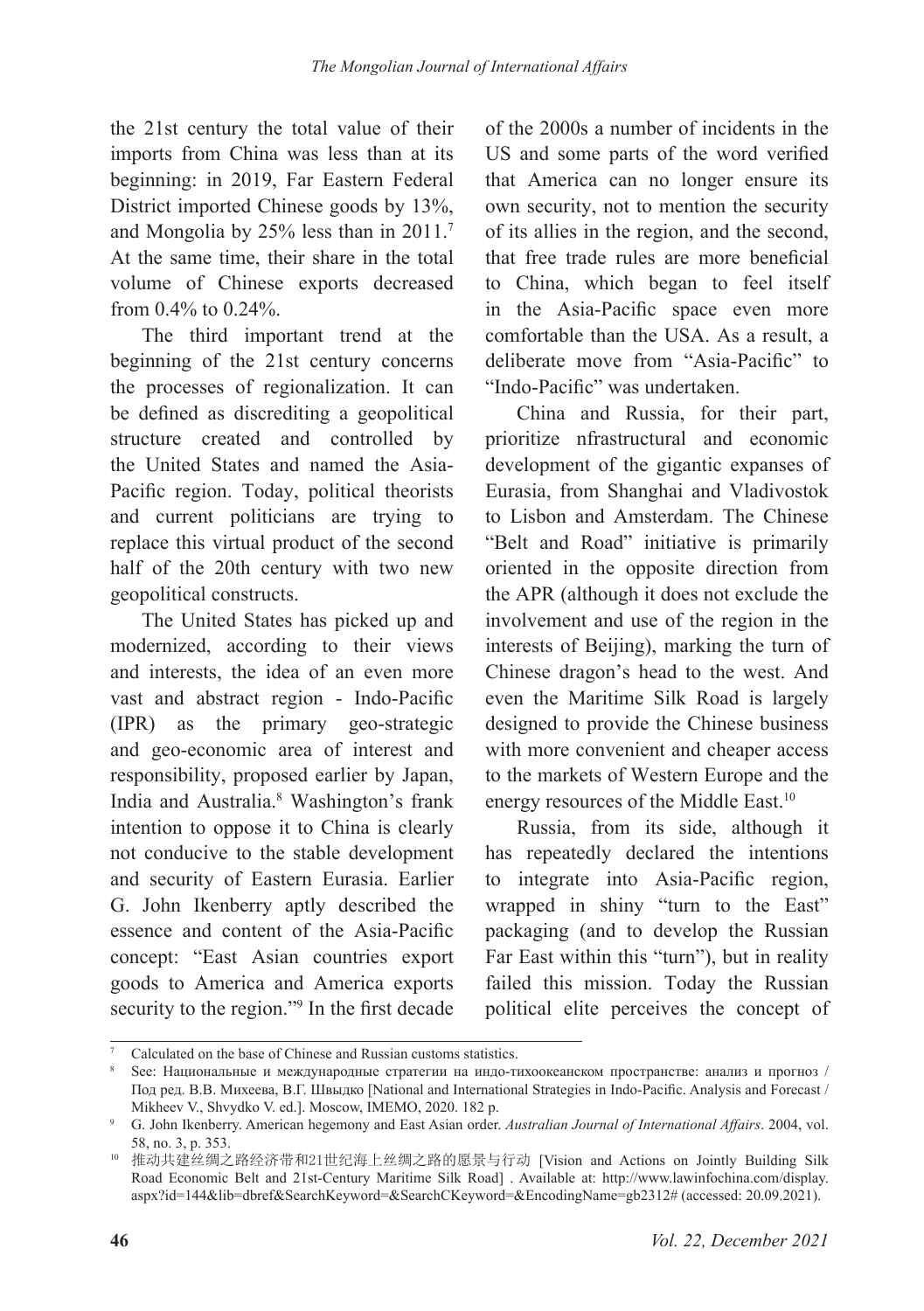the 21st century the total value of their imports from China was less than at its beginning: in 2019, Far Eastern Federal District imported Chinese goods by 13%, and Mongolia by 25% less than in 2011.[7] At the same time, their share in the total volume of Chinese exports decreased from 0.4% to 0.24%.

The third important trend at the beginning of the 21st century concerns the processes of regionalization. It can be defined as discrediting a geopolitical structure created and controlled by the United States and named the Asia-Pacific region. Today, political theorists and current politicians are trying to replace this virtual product of the second half of the 20th century with two new geopolitical constructs.

The United States has picked up and modernized, according to their views and interests, the idea of an even more vast and abstract region - Indo-Pacific (IPR) as the primary geo-strategic and geo-economic area of interest and responsibility, proposed earlier by Japan, India and Australia.[8] Washington's frank intention to oppose it to China is clearly not conducive to the stable development and security of Eastern Eurasia. Earlier G. John Ikenberry aptly described the essence and content of the Asia-Pacific concept: "East Asian countries export goods to America and America exports security to the region."[9] In the first decade of the 2000s a number of incidents in the US and some parts of the word verified that America can no longer ensure its own security, not to mention the security of its allies in the region, and the second, that free trade rules are more beneficial to China, which began to feel itself in the Asia-Pacific space even more comfortable than the USA. As a result, a deliberate move from "Asia-Pacific" to "Indo-Pacific" was undertaken.

China and Russia, for their part, prioritize nfrastructural and economic development of the gigantic expanses of Eurasia, from Shanghai and Vladivostok to Lisbon and Amsterdam. The Chinese "Belt and Road" initiative is primarily oriented in the opposite direction from the APR (although it does not exclude the involvement and use of the region in the interests of Beijing), marking the turn of Chinese dragon's head to the west. And even the Maritime Silk Road is largely designed to provide the Chinese business with more convenient and cheaper access to the markets of Western Europe and the energy resources of the Middle East.[10]

Russia, from its side, although it has repeatedly declared the intentions to integrate into Asia-Pacific region, wrapped in shiny "turn to the East" packaging (and to develop the Russian Far East within this "turn"), but in reality failed this mission. Today the Russian political elite perceives the concept of

---

[7] Calculated on the base of Chinese and Russian customs statistics.

[8] See: Национальные и международные стратегии на индо-тихоокеанском пространстве: анализ и прогноз / Под ред. В.В. Михеева, В.Г. Швыдко [National and International Strategies in Indo-Pacific. Analysis and Forecast / Mikheev V., Shvydko V. ed.]. Moscow, IMEMO, 2020. 182 p.

[9] G. John Ikenberry. American hegemony and East Asian order. *Australian Journal of International Affairs*. 2004, vol. 58, no. 3, p. 353.

[10] 推动共建丝绸之路经济带和21世纪海上丝绸之路的愿景与行动 [Vision and Actions on Jointly Building Silk Road Economic Belt and 21st-Century Maritime Silk Road] . Available at: http://www.lawinfochina.com/display.aspx?id=144&lib=dbref&SearchKeyword=&SearchCKeyword=&EncodingName=gb2312# (accessed: 20.09.2021).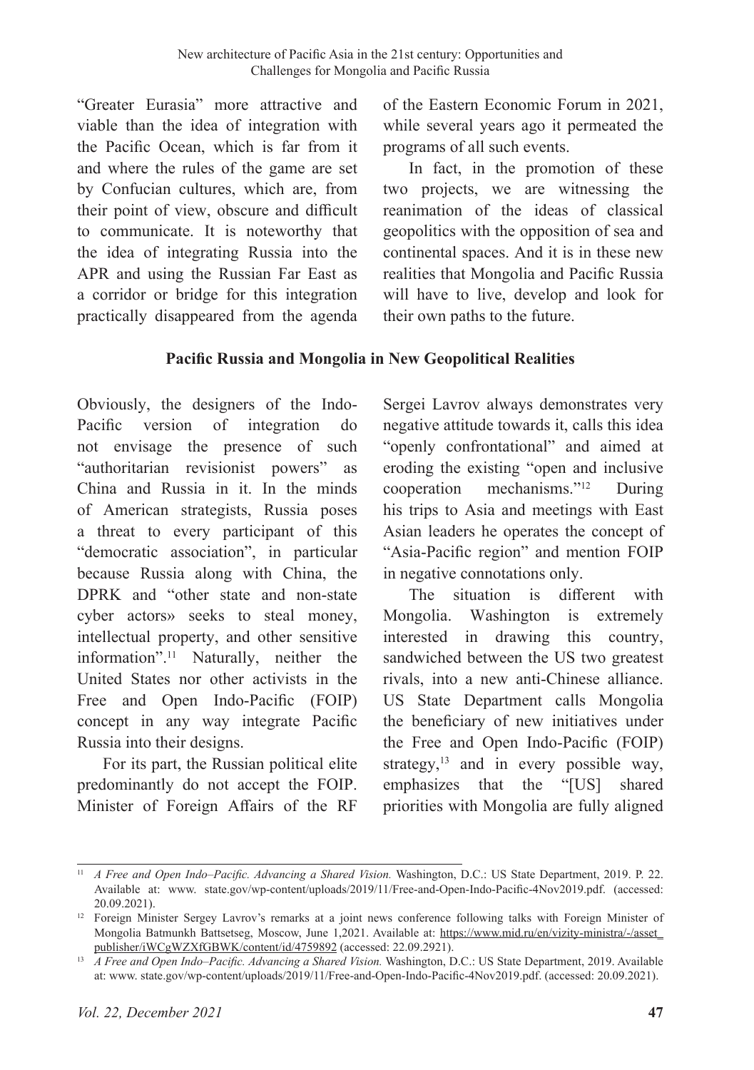"Greater Eurasia" more attractive and viable than the idea of integration with the Pacific Ocean, which is far from it and where the rules of the game are set by Confucian cultures, which are, from their point of view, obscure and difficult to communicate. It is noteworthy that the idea of integrating Russia into the APR and using the Russian Far East as a corridor or bridge for this integration practically disappeared from the agenda of the Eastern Economic Forum in 2021, while several years ago it permeated the programs of all such events.

In fact, in the promotion of these two projects, we are witnessing the reanimation of the ideas of classical geopolitics with the opposition of sea and continental spaces. And it is in these new realities that Mongolia and Pacific Russia will have to live, develop and look for their own paths to the future.

## Pacific Russia and Mongolia in New Geopolitical Realities

Obviously, the designers of the Indo-Pacific version of integration do not envisage the presence of such "authoritarian revisionist powers" as China and Russia in it. In the minds of American strategists, Russia poses a threat to every participant of this "democratic association", in particular because Russia along with China, the DPRK and "other state and non-state cyber actors» seeks to steal money, intellectual property, and other sensitive information".[11] Naturally, neither the United States nor other activists in the Free and Open Indo-Pacific (FOIP) concept in any way integrate Pacific Russia into their designs.

For its part, the Russian political elite predominantly do not accept the FOIP. Minister of Foreign Affairs of the RF Sergei Lavrov always demonstrates very negative attitude towards it, calls this idea "openly confrontational" and aimed at eroding the existing "open and inclusive cooperation mechanisms."[12] During his trips to Asia and meetings with East Asian leaders he operates the concept of "Asia-Pacific region" and mention FOIP in negative connotations only.

The situation is different with Mongolia. Washington is extremely interested in drawing this country, sandwiched between the US two greatest rivals, into a new anti-Chinese alliance. US State Department calls Mongolia the beneficiary of new initiatives under the Free and Open Indo-Pacific (FOIP) strategy,[13] and in every possible way, emphasizes that the "[US] shared priorities with Mongolia are fully aligned

---

[11] *A Free and Open Indo–Pacific. Advancing a Shared Vision.* Washington, D.C.: US State Department, 2019. P. 22. Available at: www. state.gov/wp-content/uploads/2019/11/Free-and-Open-Indo-Pacific-4Nov2019.pdf. (accessed: 20.09.2021).

[12] Foreign Minister Sergey Lavrov's remarks at a joint news conference following talks with Foreign Minister of Mongolia Batmunkh Battsetseg, Moscow, June 1,2021. Available at: https://www.mid.ru/en/vizity-ministra/-/asset_publisher/iWCgWZXfGBWK/content/id/4759892 (accessed: 22.09.2921).

[13] *A Free and Open Indo–Pacific. Advancing a Shared Vision.* Washington, D.C.: US State Department, 2019. Available at: www. state.gov/wp-content/uploads/2019/11/Free-and-Open-Indo-Pacific-4Nov2019.pdf. (accessed: 20.09.2021).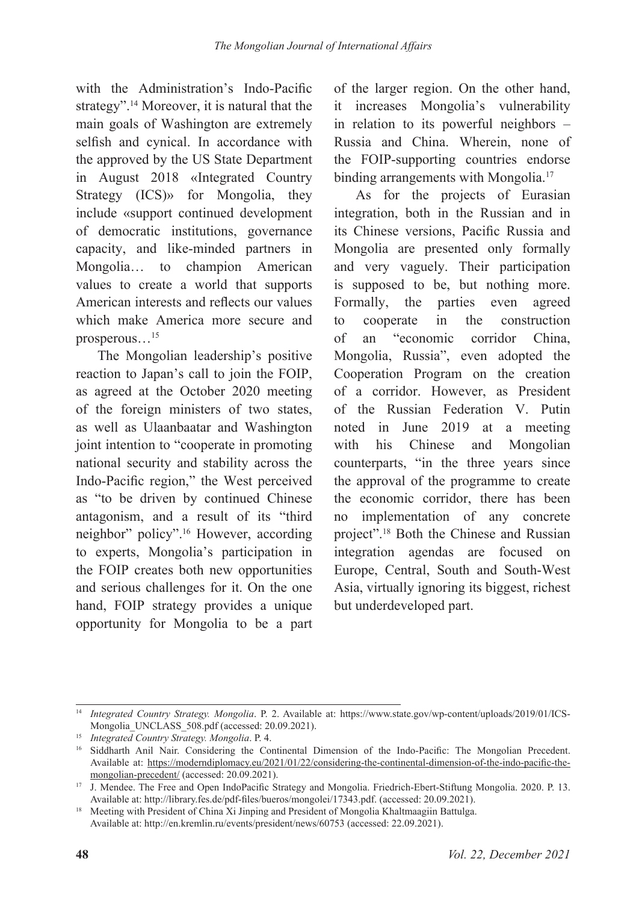with the Administration's Indo-Pacific strategy".[14] Moreover, it is natural that the main goals of Washington are extremely selfish and cynical. In accordance with the approved by the US State Department in August 2018 «Integrated Country Strategy (ICS)» for Mongolia, they include «support continued development of democratic institutions, governance capacity, and like-minded partners in Mongolia… to champion American values to create a world that supports American interests and reflects our values which make America more secure and prosperous…[15]

The Mongolian leadership's positive reaction to Japan's call to join the FOIP, as agreed at the October 2020 meeting of the foreign ministers of two states, as well as Ulaanbaatar and Washington joint intention to "cooperate in promoting national security and stability across the Indo-Pacific region," the West perceived as "to be driven by continued Chinese antagonism, and a result of its "third neighbor" policy".[16] However, according to experts, Mongolia's participation in the FOIP creates both new opportunities and serious challenges for it. On the one hand, FOIP strategy provides a unique opportunity for Mongolia to be a part of the larger region. On the other hand, it increases Mongolia's vulnerability in relation to its powerful neighbors – Russia and China. Wherein, none of the FOIP-supporting countries endorse binding arrangements with Mongolia.[17]

As for the projects of Eurasian integration, both in the Russian and in its Chinese versions, Pacific Russia and Mongolia are presented only formally and very vaguely. Their participation is supposed to be, but nothing more. Formally, the parties even agreed to cooperate in the construction of an "economic corridor China, Mongolia, Russia", even adopted the Cooperation Program on the creation of a corridor. However, as President of the Russian Federation V. Putin noted in June 2019 at a meeting with his Chinese and Mongolian counterparts, "in the three years since the approval of the programme to create the economic corridor, there has been no implementation of any concrete project".[18] Both the Chinese and Russian integration agendas are focused on Europe, Central, South and South-West Asia, virtually ignoring its biggest, richest but underdeveloped part.

---

[14] *Integrated Country Strategy. Mongolia*. P. 2. Available at: https://www.state.gov/wp-content/uploads/2019/01/ICS-Mongolia_UNCLASS_508.pdf (accessed: 20.09.2021).

[15] *Integrated Country Strategy. Mongolia*. P. 4.

[16] Siddharth Anil Nair. Considering the Continental Dimension of the Indo-Pacific: The Mongolian Precedent. Available at: https://moderndiplomacy.eu/2021/01/22/considering-the-continental-dimension-of-the-indo-pacific-the-mongolian-precedent/ (accessed: 20.09.2021).

[17] J. Mendee. The Free and Open IndoPacific Strategy and Mongolia. Friedrich-Ebert-Stiftung Mongolia. 2020. P. 13. Available at: http://library.fes.de/pdf-files/bueros/mongolei/17343.pdf. (accessed: 20.09.2021).

[18] Meeting with President of China Xi Jinping and President of Mongolia Khaltmaagiin Battulga. Available at: http://en.kremlin.ru/events/president/news/60753 (accessed: 22.09.2021).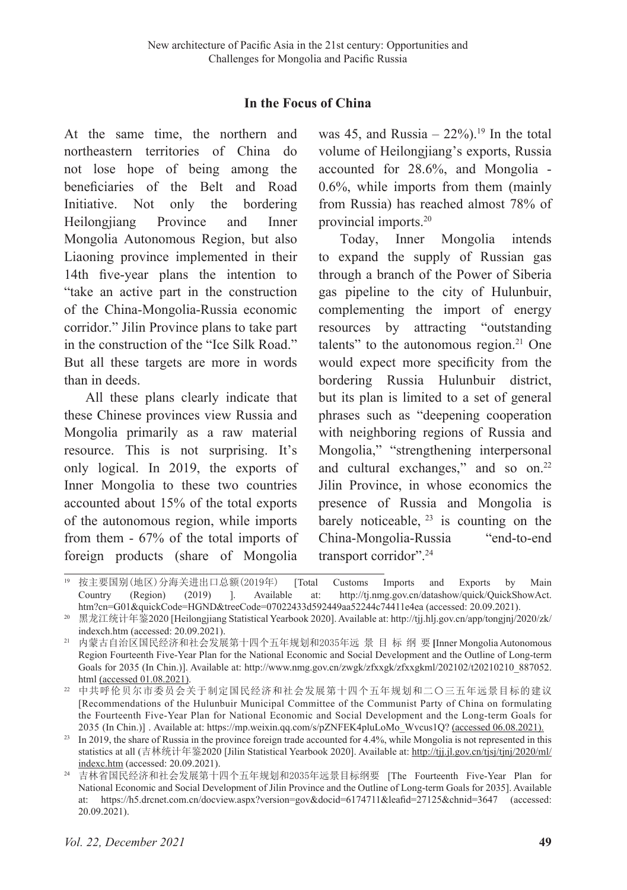### In the Focus of China

At the same time, the northern and northeastern territories of China do not lose hope of being among the beneficiaries of the Belt and Road Initiative. Not only the bordering Heilongjiang Province and Inner Mongolia Autonomous Region, but also Liaoning province implemented in their 14th five-year plans the intention to "take an active part in the construction of the China-Mongolia-Russia economic corridor." Jilin Province plans to take part in the construction of the "Ice Silk Road." But all these targets are more in words than in deeds.

All these plans clearly indicate that these Chinese provinces view Russia and Mongolia primarily as a raw material resource. This is not surprising. It's only logical. In 2019, the exports of Inner Mongolia to these two countries accounted about 15% of the total exports of the autonomous region, while imports from them - 67% of the total imports of foreign products (share of Mongolia was 45, and Russia – 22%).[19] In the total volume of Heilongjiang's exports, Russia accounted for 28.6%, and Mongolia - 0.6%, while imports from them (mainly from Russia) has reached almost 78% of provincial imports.[20]

Today, Inner Mongolia intends to expand the supply of Russian gas through a branch of the Power of Siberia gas pipeline to the city of Hulunbuir, complementing the import of energy resources by attracting "outstanding talents" to the autonomous region.[21] One would expect more specificity from the bordering Russia Hulunbuir district, but its plan is limited to a set of general phrases such as "deepening cooperation with neighboring regions of Russia and Mongolia," "strengthening interpersonal and cultural exchanges," and so on.[22] Jilin Province, in whose economics the presence of Russia and Mongolia is barely noticeable, [23] is counting on the China-Mongolia-Russia "end-to-end transport corridor".[24]

---

[19] 按主要国别(地区)分海关进出口总额(2019年) [Total Customs Imports and Exports by Main Country (Region) (2019) ]. Available at: http://tj.nmg.gov.cn/datashow/quick/QuickShowAct.htm?cn=G01&quickCode=HGND&treeCode=07022433d592449aa52244c74411e4ea (accessed: 20.09.2021).

[20] 黑龙江统计年鉴2020 [Heilongjiang Statistical Yearbook 2020]. Available at: http://tjj.hlj.gov.cn/app/tongjnj/2020/zk/indexch.htm (accessed: 20.09.2021).

[21] 内蒙古自治区国民经济和社会发展第十四个五年规划和2035年远 景 目 标 纲 要 [Inner Mongolia Autonomous Region Fourteenth Five-Year Plan for the National Economic and Social Development and the Outline of Long-term Goals for 2035 (In Chin.)]. Available at: http://www.nmg.gov.cn/zwgk/zfxxgk/zfxxgkml/202102/t20210210_887052.html (accessed 01.08.2021).

[22] 中共呼伦贝尔市委员会关于制定国民经济和社会发展第十四个五年规划和二〇三五年远景目标的建议 [Recommendations of the Hulunbuir Municipal Committee of the Communist Party of China on formulating the Fourteenth Five-Year Plan for National Economic and Social Development and the Long-term Goals for 2035 (In Chin.)] . Available at: https://mp.weixin.qq.com/s/pZNFEK4pluLoMo_Wvcus1Q? (accessed 06.08.2021).

[23] In 2019, the share of Russia in the province foreign trade accounted for 4.4%, while Mongolia is not represented in this statistics at all (吉林统计年鉴2020 [Jilin Statistical Yearbook 2020]. Available at: http://tjj.jl.gov.cn/tjsj/tjnj/2020/ml/indexc.htm (accessed: 20.09.2021).

[24] 吉林省国民经济和社会发展第十四个五年规划和2035年远景目标纲要 [The Fourteenth Five-Year Plan for National Economic and Social Development of Jilin Province and the Outline of Long-term Goals for 2035]. Available at: https://h5.drcnet.com.cn/docview.aspx?version=gov&docid=6174711&leafid=27125&chnid=3647 (accessed: 20.09.2021).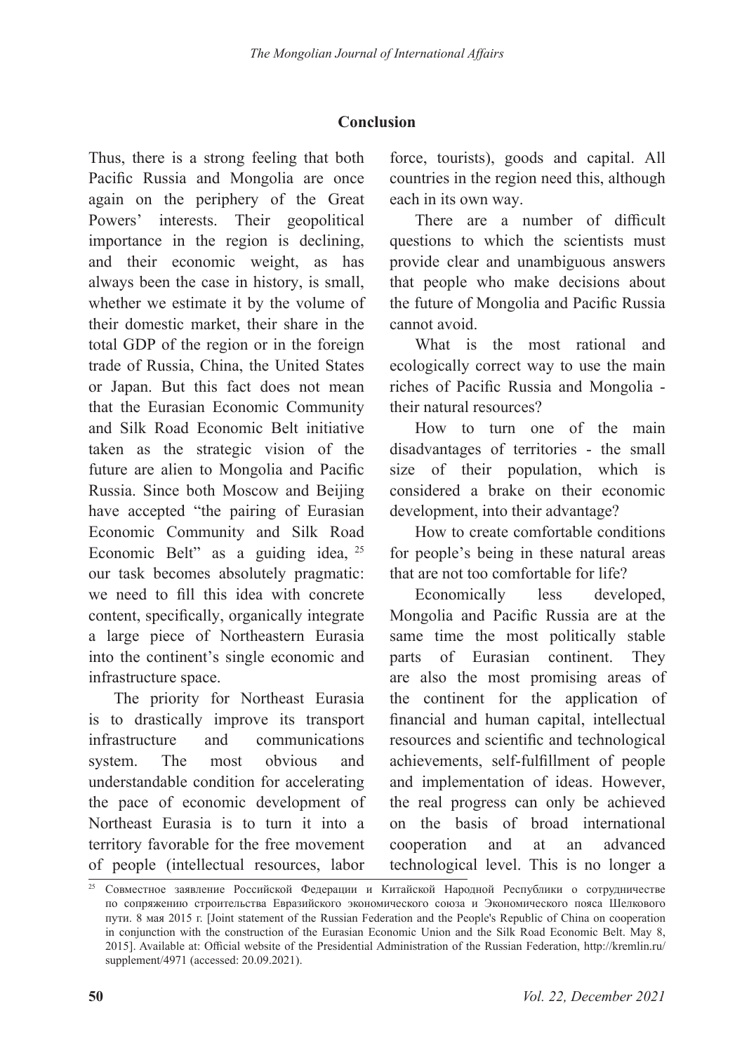## Conclusion

Thus, there is a strong feeling that both Pacific Russia and Mongolia are once again on the periphery of the Great Powers' interests. Their geopolitical importance in the region is declining, and their economic weight, as has always been the case in history, is small, whether we estimate it by the volume of their domestic market, their share in the total GDP of the region or in the foreign trade of Russia, China, the United States or Japan. But this fact does not mean that the Eurasian Economic Community and Silk Road Economic Belt initiative taken as the strategic vision of the future are alien to Mongolia and Pacific Russia. Since both Moscow and Beijing have accepted "the pairing of Eurasian Economic Community and Silk Road Economic Belt" as a guiding idea, [25] our task becomes absolutely pragmatic: we need to fill this idea with concrete content, specifically, organically integrate a large piece of Northeastern Eurasia into the continent's single economic and infrastructure space.

The priority for Northeast Eurasia is to drastically improve its transport infrastructure and communications system. The most obvious and understandable condition for accelerating the pace of economic development of Northeast Eurasia is to turn it into a territory favorable for the free movement of people (intellectual resources, labor force, tourists), goods and capital. All countries in the region need this, although each in its own way.

There are a number of difficult questions to which the scientists must provide clear and unambiguous answers that people who make decisions about the future of Mongolia and Pacific Russia cannot avoid.

What is the most rational and ecologically correct way to use the main riches of Pacific Russia and Mongolia - their natural resources?

How to turn one of the main disadvantages of territories - the small size of their population, which is considered a brake on their economic development, into their advantage?

How to create comfortable conditions for people's being in these natural areas that are not too comfortable for life?

Economically less developed, Mongolia and Pacific Russia are at the same time the most politically stable parts of Eurasian continent. They are also the most promising areas of the continent for the application of financial and human capital, intellectual resources and scientific and technological achievements, self-fulfillment of people and implementation of ideas. However, the real progress can only be achieved on the basis of broad international cooperation and at an advanced technological level. This is no longer a

---

[25] Совместное заявление Российской Федерации и Китайской Народной Республики о сотрудничестве по сопряжению строительства Евразийского экономического союза и Экономического пояса Шелкового пути. 8 мая 2015 г. [Joint statement of the Russian Federation and the People's Republic of China on cooperation in conjunction with the construction of the Eurasian Economic Union and the Silk Road Economic Belt. May 8, 2015]. Available at: Official website of the Presidential Administration of the Russian Federation, http://kremlin.ru/supplement/4971 (accessed: 20.09.2021).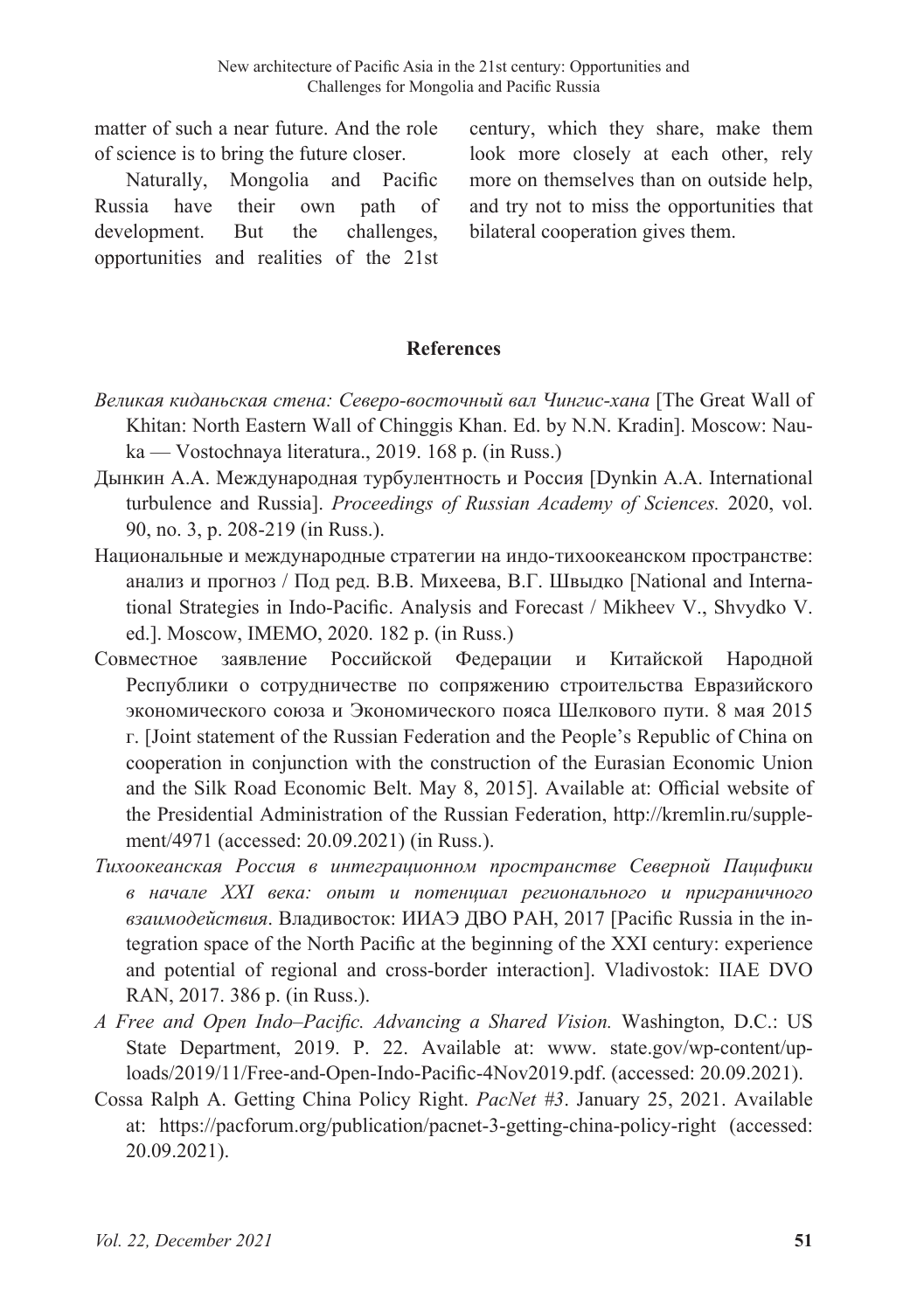matter of such a near future. And the role of science is to bring the future closer.

Naturally, Mongolia and Pacific Russia have their own path of development. But the challenges, opportunities and realities of the 21st century, which they share, make them look more closely at each other, rely more on themselves than on outside help, and try not to miss the opportunities that bilateral cooperation gives them.

## References

*Великая киданьская стена: Северо-восточный вал Чингис-хана* [The Great Wall of Khitan: North Eastern Wall of Chinggis Khan. Ed. by N.N. Kradin]. Moscow: Nauka — Vostochnaya literatura., 2019. 168 p. (in Russ.)

Дынкин А.А. Международная турбулентность и Россия [Dynkin A.A. International turbulence and Russia]. *Proceedings of Russian Academy of Sciences.* 2020, vol. 90, no. 3, p. 208-219 (in Russ.).

Национальные и международные стратегии на индо-тихоокеанском пространстве: анализ и прогноз / Под ред. В.В. Михеева, В.Г. Швыдко [National and International Strategies in Indo-Pacific. Analysis and Forecast / Mikheev V., Shvydko V. ed.]. Moscow, IMEMO, 2020. 182 p. (in Russ.)

Совместное заявление Российской Федерации и Китайской Народной Республики о сотрудничестве по сопряжению строительства Евразийского экономического союза и Экономического пояса Шелкового пути. 8 мая 2015 г. [Joint statement of the Russian Federation and the People's Republic of China on cooperation in conjunction with the construction of the Eurasian Economic Union and the Silk Road Economic Belt. May 8, 2015]. Available at: Official website of the Presidential Administration of the Russian Federation, http://kremlin.ru/supplement/4971 (accessed: 20.09.2021) (in Russ.).

*Тихоокеанская Россия в интеграционном пространстве Северной Пацифики в начале XXI века: опыт и потенциал регионального и приграничного взаимодействия*. Владивосток: ИИАЭ ДВО РАН, 2017 [Pacific Russia in the integration space of the North Pacific at the beginning of the XXI century: experience and potential of regional and cross-border interaction]. Vladivostok: IIAE DVO RAN, 2017. 386 p. (in Russ.).

*A Free and Open Indo–Pacific. Advancing a Shared Vision.* Washington, D.C.: US State Department, 2019. P. 22. Available at: www. state.gov/wp-content/uploads/2019/11/Free-and-Open-Indo-Pacific-4Nov2019.pdf. (accessed: 20.09.2021).

Cossa Ralph A. Getting China Policy Right. *PacNet #3*. January 25, 2021. Available at: https://pacforum.org/publication/pacnet-3-getting-china-policy-right (accessed: 20.09.2021).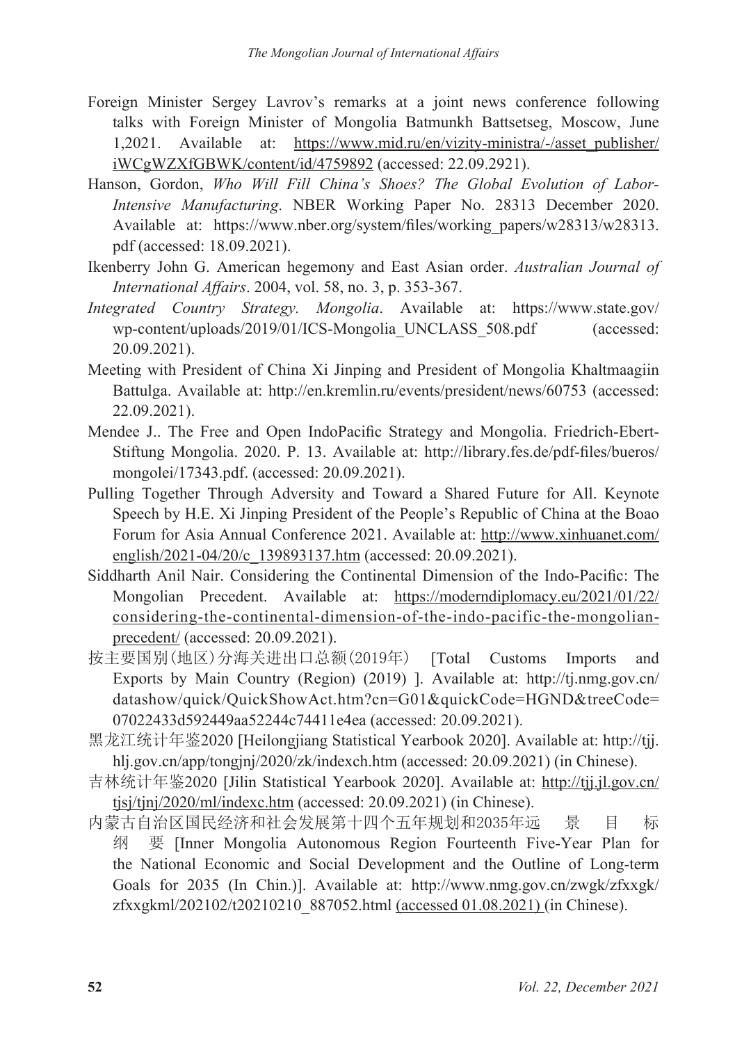Foreign Minister Sergey Lavrov's remarks at a joint news conference following talks with Foreign Minister of Mongolia Batmunkh Battsetseg, Moscow, June 1,2021. Available at: https://www.mid.ru/en/vizity-ministra/-/asset_publisher/iWCgWZXfGBWK/content/id/4759892 (accessed: 22.09.2921).

Hanson, Gordon, *Who Will Fill China's Shoes? The Global Evolution of Labor-Intensive Manufacturing*. NBER Working Paper No. 28313 December 2020. Available at: https://www.nber.org/system/files/working_papers/w28313/w28313.pdf (accessed: 18.09.2021).

Ikenberry John G. American hegemony and East Asian order. *Australian Journal of International Affairs*. 2004, vol. 58, no. 3, p. 353-367.

*Integrated Country Strategy. Mongolia*. Available at: https://www.state.gov/wp-content/uploads/2019/01/ICS-Mongolia_UNCLASS_508.pdf (accessed: 20.09.2021).

Meeting with President of China Xi Jinping and President of Mongolia Khaltmaagiin Battulga. Available at: http://en.kremlin.ru/events/president/news/60753 (accessed: 22.09.2021).

Mendee J.. The Free and Open IndoPacific Strategy and Mongolia. Friedrich-Ebert-Stiftung Mongolia. 2020. P. 13. Available at: http://library.fes.de/pdf-files/bueros/mongolei/17343.pdf. (accessed: 20.09.2021).

Pulling Together Through Adversity and Toward a Shared Future for All. Keynote Speech by H.E. Xi Jinping President of the People's Republic of China at the Boao Forum for Asia Annual Conference 2021. Available at: http://www.xinhuanet.com/english/2021-04/20/c_139893137.htm (accessed: 20.09.2021).

Siddharth Anil Nair. Considering the Continental Dimension of the Indo-Pacific: The Mongolian Precedent. Available at: https://moderndiplomacy.eu/2021/01/22/considering-the-continental-dimension-of-the-indo-pacific-the-mongolian-precedent/ (accessed: 20.09.2021).

按主要国别(地区)分海关进出口总额(2019年) [Total Customs Imports and Exports by Main Country (Region) (2019) ]. Available at: http://tj.nmg.gov.cn/datashow/quick/QuickShowAct.htm?cn=G01&quickCode=HGND&treeCode=07022433d592449aa52244c74411e4ea (accessed: 20.09.2021).

黑龙江统计年鉴2020 [Heilongjiang Statistical Yearbook 2020]. Available at: http://tjj.hlj.gov.cn/app/tongjnj/2020/zk/indexch.htm (accessed: 20.09.2021) (in Chinese).

吉林统计年鉴2020 [Jilin Statistical Yearbook 2020]. Available at: http://tjj.jl.gov.cn/tjsj/tjnj/2020/ml/indexc.htm (accessed: 20.09.2021) (in Chinese).

内蒙古自治区国民经济和社会发展第十四个五年规划和2035年远景目标纲要 [Inner Mongolia Autonomous Region Fourteenth Five-Year Plan for the National Economic and Social Development and the Outline of Long-term Goals for 2035 (In Chin.)]. Available at: http://www.nmg.gov.cn/zwgk/zfxxgk/zfxxgkml/202102/t20210210_887052.html (accessed 01.08.2021) (in Chinese).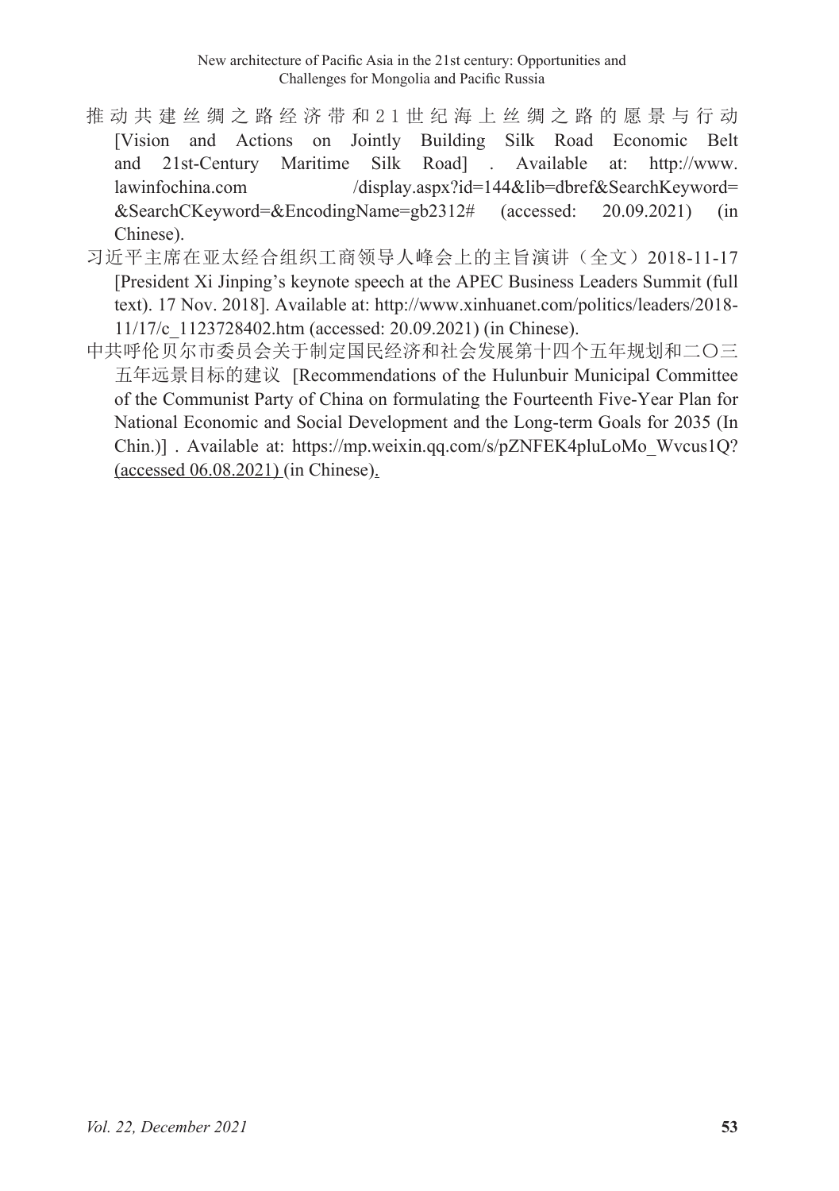推动共建丝绸之路经济带和21世纪海上丝绸之路的愿景与行动 [Vision and Actions on Jointly Building Silk Road Economic Belt and 21st-Century Maritime Silk Road] . Available at: http://www.lawinfochina.com /display.aspx?id=144&lib=dbref&SearchKeyword=&SearchCKeyword=&EncodingName=gb2312# (accessed: 20.09.2021) (in Chinese).

习近平主席在亚太经合组织工商领导人峰会上的主旨演讲（全文）2018-11-17 [President Xi Jinping's keynote speech at the APEC Business Leaders Summit (full text). 17 Nov. 2018]. Available at: http://www.xinhuanet.com/politics/leaders/2018-11/17/c_1123728402.htm (accessed: 20.09.2021) (in Chinese).

中共呼伦贝尔市委员会关于制定国民经济和社会发展第十四个五年规划和二〇三五年远景目标的建议 [Recommendations of the Hulunbuir Municipal Committee of the Communist Party of China on formulating the Fourteenth Five-Year Plan for National Economic and Social Development and the Long-term Goals for 2035 (In Chin.)] . Available at: https://mp.weixin.qq.com/s/pZNFEK4pluLoMo_Wvcus1Q? (accessed 06.08.2021) (in Chinese).